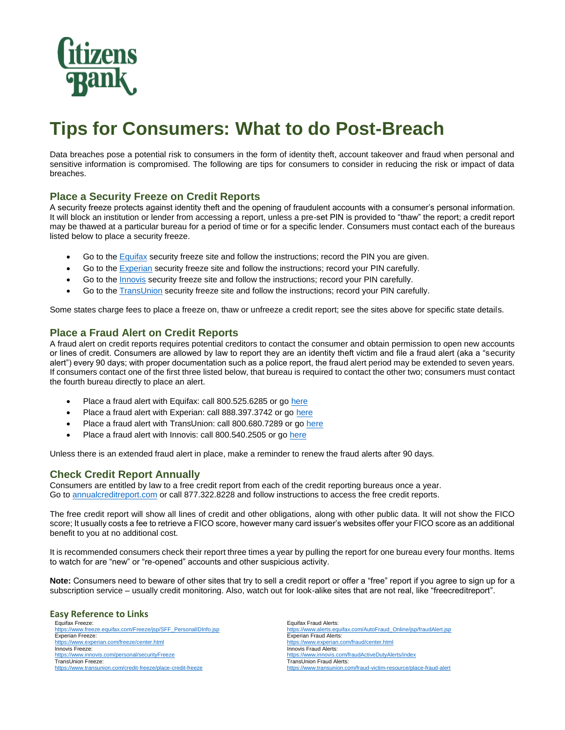Citizens Bank

# Tips for Consumers: What to do Post-Breach

Data breaches pose a potential risk to consumers in the form of identity theft, account takeover and fraud when personal and sensitive information is compromised. The following are tips for consumers to consider in reducing the risk or impact of data breaches.

## Place a Security Freeze on Credit Reports

A security freeze protects against identity theft and the opening of fraudulent accounts with a consumer's personal information. It will block an institution or lender from accessing a report, unless a pre-set PIN is provided to "thaw" the report; a credit report may be thawed at a particular bureau for a period of time or for a specific lender. Consumers must contact each of the bureaus listed below to place a security freeze.

- Go to the Equifax security freeze site and follow the instructions; record the PIN you are given.
- Go to the Experian security freeze site and follow the instructions; record your PIN carefully.
- Go to the Innovis security freeze site and follow the instructions; record your PIN carefully.
- Go to the TransUnion security freeze site and follow the instructions; record your PIN carefully.

Some states charge fees to place a freeze on, thaw or unfreeze a credit report; see the sites above for specific state details.

## Place a Fraud Alert on Credit Reports

A fraud alert on credit reports requires potential creditors to contact the consumer and obtain permission to open new accounts or lines of credit. Consumers are allowed by law to report they are an identity theft victim and file a fraud alert (aka a "security alert") every 90 days; with proper documentation such as a police report, the fraud alert period may be extended to seven years. If consumers contact one of the first three listed below, that bureau is required to contact the other two; consumers must contact the fourth bureau directly to place an alert.

- Place a fraud alert with Equifax: call 800.525.6285 or go here
- Place a fraud alert with Experian: call 888.397.3742 or go here
- Place a fraud alert with TransUnion: call 800.680.7289 or go here
- Place a fraud alert with Innovis: call 800.540.2505 or go here

Unless there is an extended fraud alert in place, make a reminder to renew the fraud alerts after 90 days.

## Check Credit Report Annually

Consumers are entitled by law to a free credit report from each of the credit reporting bureaus once a year. Go to annualcreditreport.com or call 877.322.8228 and follow instructions to access the free credit reports.

The free credit report will show all lines of credit and other obligations, along with other public data. It will not show the FICO score; It usually costs a fee to retrieve a FICO score, however many card issuer's websites offer your FICO score as an additional benefit to you at no additional cost.

It is recommended consumers check their report three times a year by pulling the report for one bureau every four months. Items to watch for are "new" or "re-opened" accounts and other suspicious activity.

**Note:** Consumers need to beware of other sites that try to sell a credit report or offer a "free" report if you agree to sign up for a subscription service – usually credit monitoring. Also, watch out for look-alike sites that are not real, like "freecreditreport".

### Easy Reference to Links

Equifax Freeze:
https://www.freeze.equifax.com/Freeze/jsp/SFF_PersonalIDInfo.jsp
Experian Freeze:
https://www.experian.com/freeze/center.html
Innovis Freeze:
https://www.innovis.com/personal/securityFreeze
TransUnion Freeze:
https://www.transunion.com/credit-freeze/place-credit-freeze

Equifax Fraud Alerts:
https://www.alerts.equifax.com/AutoFraud_Online/jsp/fraudAlert.jsp
Experian Fraud Alerts:
https://www.experian.com/fraud/center.html
Innovis Fraud Alerts:
https://www.innovis.com/fraudActiveDutyAlerts/index
TransUnion Fraud Alerts:
https://www.transunion.com/fraud-victim-resource/place-fraud-alert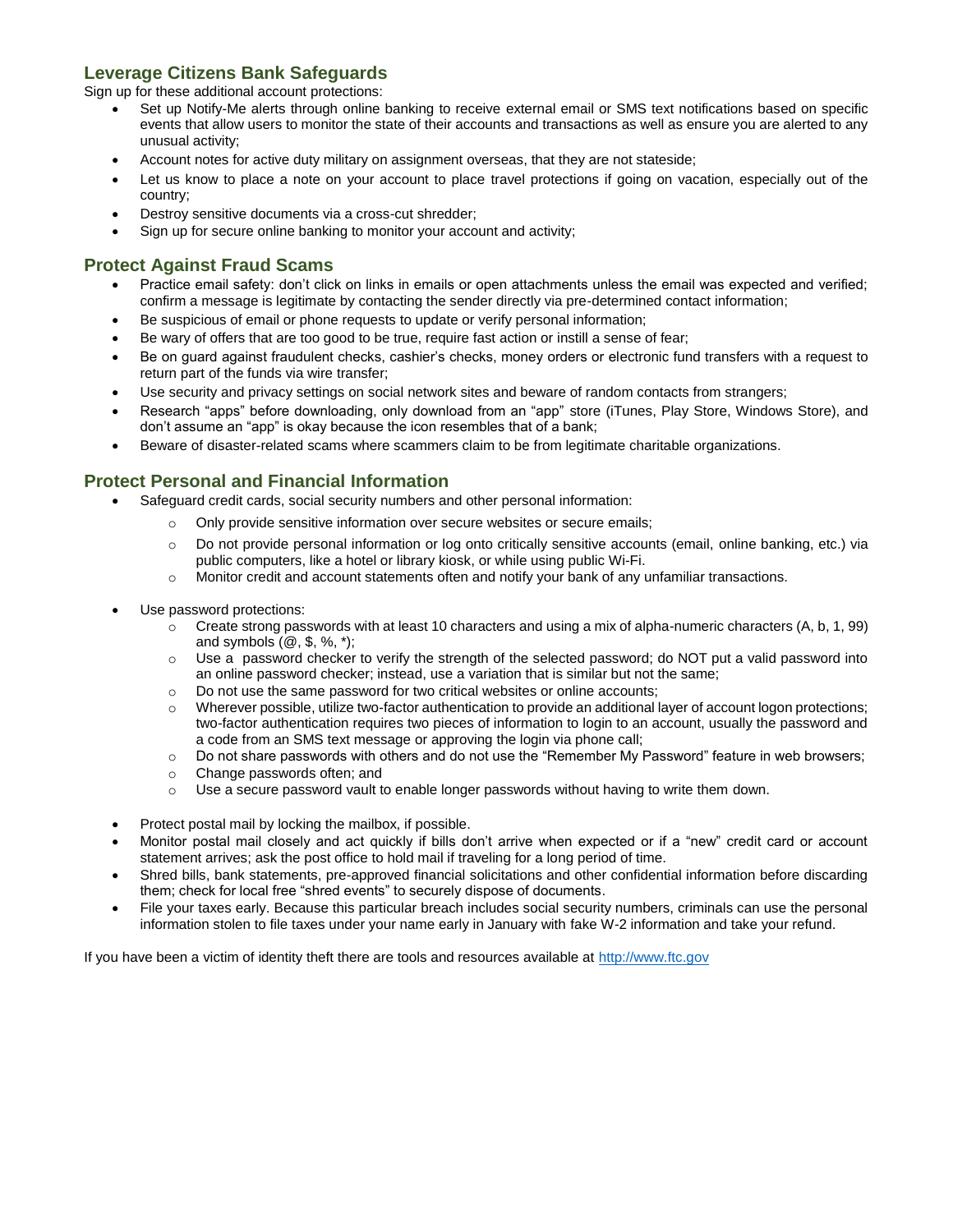## Leverage Citizens Bank Safeguards

Sign up for these additional account protections:

- Set up Notify-Me alerts through online banking to receive external email or SMS text notifications based on specific events that allow users to monitor the state of their accounts and transactions as well as ensure you are alerted to any unusual activity;
- Account notes for active duty military on assignment overseas, that they are not stateside;
- Let us know to place a note on your account to place travel protections if going on vacation, especially out of the country;
- Destroy sensitive documents via a cross-cut shredder;
- Sign up for secure online banking to monitor your account and activity;

## Protect Against Fraud Scams

- Practice email safety: don't click on links in emails or open attachments unless the email was expected and verified; confirm a message is legitimate by contacting the sender directly via pre-determined contact information;
- Be suspicious of email or phone requests to update or verify personal information;
- Be wary of offers that are too good to be true, require fast action or instill a sense of fear;
- Be on guard against fraudulent checks, cashier's checks, money orders or electronic fund transfers with a request to return part of the funds via wire transfer;
- Use security and privacy settings on social network sites and beware of random contacts from strangers;
- Research "apps" before downloading, only download from an "app" store (iTunes, Play Store, Windows Store), and don't assume an "app" is okay because the icon resembles that of a bank;
- Beware of disaster-related scams where scammers claim to be from legitimate charitable organizations.

## Protect Personal and Financial Information

- Safeguard credit cards, social security numbers and other personal information:
  - Only provide sensitive information over secure websites or secure emails;
  - Do not provide personal information or log onto critically sensitive accounts (email, online banking, etc.) via public computers, like a hotel or library kiosk, or while using public Wi-Fi.
  - Monitor credit and account statements often and notify your bank of any unfamiliar transactions.

- Use password protections:
  - Create strong passwords with at least 10 characters and using a mix of alpha-numeric characters (A, b, 1, 99) and symbols (@, $, %, *);
  - Use a password checker to verify the strength of the selected password; do NOT put a valid password into an online password checker; instead, use a variation that is similar but not the same;
  - Do not use the same password for two critical websites or online accounts;
  - Wherever possible, utilize two-factor authentication to provide an additional layer of account logon protections; two-factor authentication requires two pieces of information to login to an account, usually the password and a code from an SMS text message or approving the login via phone call;
  - Do not share passwords with others and do not use the "Remember My Password" feature in web browsers;
  - Change passwords often; and
  - Use a secure password vault to enable longer passwords without having to write them down.

- Protect postal mail by locking the mailbox, if possible.
- Monitor postal mail closely and act quickly if bills don't arrive when expected or if a "new" credit card or account statement arrives; ask the post office to hold mail if traveling for a long period of time.
- Shred bills, bank statements, pre-approved financial solicitations and other confidential information before discarding them; check for local free "shred events" to securely dispose of documents.
- File your taxes early. Because this particular breach includes social security numbers, criminals can use the personal information stolen to file taxes under your name early in January with fake W-2 information and take your refund.

If you have been a victim of identity theft there are tools and resources available at [http://www.ftc.gov](http://www.ftc.gov)